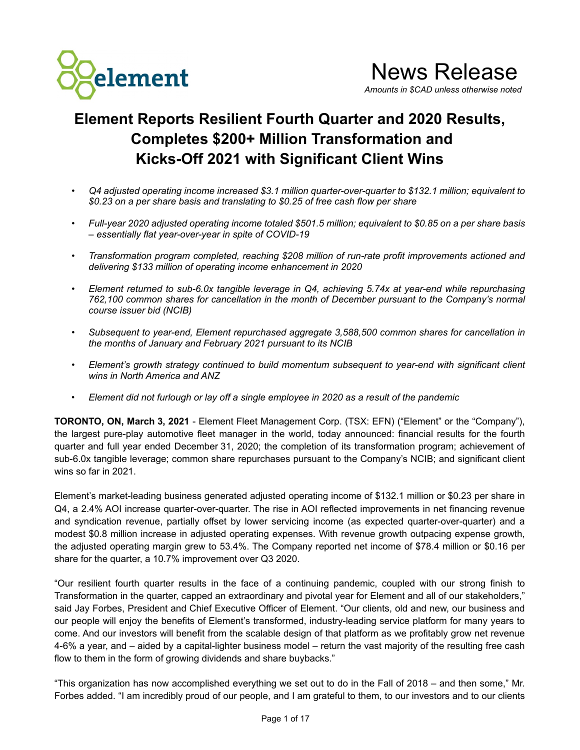News Release

*Amounts in $CAD unless otherwise noted*

# Element Reports Resilient Fourth Quarter and 2020 Results, Completes $200+ Million Transformation and Kicks-Off 2021 with Significant Client Wins

- *Q4 adjusted operating income increased $3.1 million quarter-over-quarter to $132.1 million; equivalent to $0.23 on a per share basis and translating to $0.25 of free cash flow per share*
- *Full-year 2020 adjusted operating income totaled $501.5 million; equivalent to $0.85 on a per share basis – essentially flat year-over-year in spite of COVID-19*
- *Transformation program completed, reaching $208 million of run-rate profit improvements actioned and delivering $133 million of operating income enhancement in 2020*
- *Element returned to sub-6.0x tangible leverage in Q4, achieving 5.74x at year-end while repurchasing 762,100 common shares for cancellation in the month of December pursuant to the Company's normal course issuer bid (NCIB)*
- *Subsequent to year-end, Element repurchased aggregate 3,588,500 common shares for cancellation in the months of January and February 2021 pursuant to its NCIB*
- *Element's growth strategy continued to build momentum subsequent to year-end with significant client wins in North America and ANZ*
- *Element did not furlough or lay off a single employee in 2020 as a result of the pandemic*

**TORONTO, ON, March 3, 2021** - Element Fleet Management Corp. (TSX: EFN) ("Element" or the "Company"), the largest pure-play automotive fleet manager in the world, today announced: financial results for the fourth quarter and full year ended December 31, 2020; the completion of its transformation program; achievement of sub-6.0x tangible leverage; common share repurchases pursuant to the Company's NCIB; and significant client wins so far in 2021.

Element's market-leading business generated adjusted operating income of $132.1 million or $0.23 per share in Q4, a 2.4% AOI increase quarter-over-quarter. The rise in AOI reflected improvements in net financing revenue and syndication revenue, partially offset by lower servicing income (as expected quarter-over-quarter) and a modest $0.8 million increase in adjusted operating expenses. With revenue growth outpacing expense growth, the adjusted operating margin grew to 53.4%. The Company reported net income of $78.4 million or $0.16 per share for the quarter, a 10.7% improvement over Q3 2020.

"Our resilient fourth quarter results in the face of a continuing pandemic, coupled with our strong finish to Transformation in the quarter, capped an extraordinary and pivotal year for Element and all of our stakeholders," said Jay Forbes, President and Chief Executive Officer of Element. "Our clients, old and new, our business and our people will enjoy the benefits of Element's transformed, industry-leading service platform for many years to come. And our investors will benefit from the scalable design of that platform as we profitably grow net revenue 4-6% a year, and – aided by a capital-lighter business model – return the vast majority of the resulting free cash flow to them in the form of growing dividends and share buybacks."

"This organization has now accomplished everything we set out to do in the Fall of 2018 – and then some," Mr. Forbes added. "I am incredibly proud of our people, and I am grateful to them, to our investors and to our clients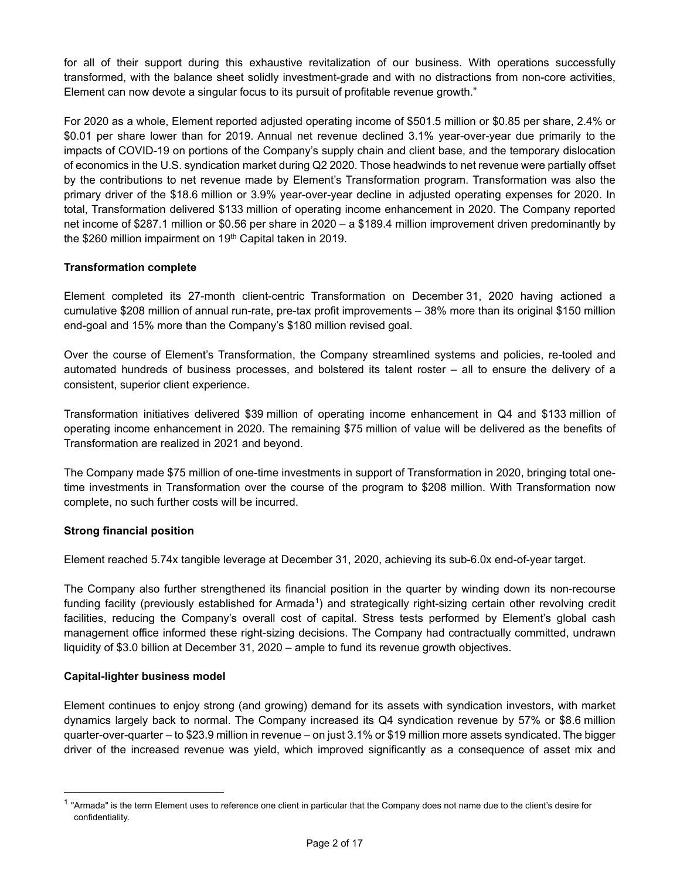for all of their support during this exhaustive revitalization of our business. With operations successfully transformed, with the balance sheet solidly investment-grade and with no distractions from non-core activities, Element can now devote a singular focus to its pursuit of profitable revenue growth."

For 2020 as a whole, Element reported adjusted operating income of $501.5 million or $0.85 per share, 2.4% or $0.01 per share lower than for 2019. Annual net revenue declined 3.1% year-over-year due primarily to the impacts of COVID-19 on portions of the Company's supply chain and client base, and the temporary dislocation of economics in the U.S. syndication market during Q2 2020. Those headwinds to net revenue were partially offset by the contributions to net revenue made by Element's Transformation program. Transformation was also the primary driver of the $18.6 million or 3.9% year-over-year decline in adjusted operating expenses for 2020. In total, Transformation delivered $133 million of operating income enhancement in 2020. The Company reported net income of $287.1 million or $0.56 per share in 2020 – a $189.4 million improvement driven predominantly by the $260 million impairment on 19th Capital taken in 2019.

**Transformation complete**

Element completed its 27-month client-centric Transformation on December 31, 2020 having actioned a cumulative $208 million of annual run-rate, pre-tax profit improvements – 38% more than its original $150 million end-goal and 15% more than the Company's $180 million revised goal.

Over the course of Element's Transformation, the Company streamlined systems and policies, re-tooled and automated hundreds of business processes, and bolstered its talent roster – all to ensure the delivery of a consistent, superior client experience.

Transformation initiatives delivered $39 million of operating income enhancement in Q4 and $133 million of operating income enhancement in 2020. The remaining $75 million of value will be delivered as the benefits of Transformation are realized in 2021 and beyond.

The Company made $75 million of one-time investments in support of Transformation in 2020, bringing total one-time investments in Transformation over the course of the program to $208 million. With Transformation now complete, no such further costs will be incurred.

**Strong financial position**

Element reached 5.74x tangible leverage at December 31, 2020, achieving its sub-6.0x end-of-year target.

The Company also further strengthened its financial position in the quarter by winding down its non-recourse funding facility (previously established for Armada[1]) and strategically right-sizing certain other revolving credit facilities, reducing the Company's overall cost of capital. Stress tests performed by Element's global cash management office informed these right-sizing decisions. The Company had contractually committed, undrawn liquidity of $3.0 billion at December 31, 2020 – ample to fund its revenue growth objectives.

**Capital-lighter business model**

Element continues to enjoy strong (and growing) demand for its assets with syndication investors, with market dynamics largely back to normal. The Company increased its Q4 syndication revenue by 57% or $8.6 million quarter-over-quarter – to $23.9 million in revenue – on just 3.1% or $19 million more assets syndicated. The bigger driver of the increased revenue was yield, which improved significantly as a consequence of asset mix and

[1] "Armada" is the term Element uses to reference one client in particular that the Company does not name due to the client's desire for confidentiality.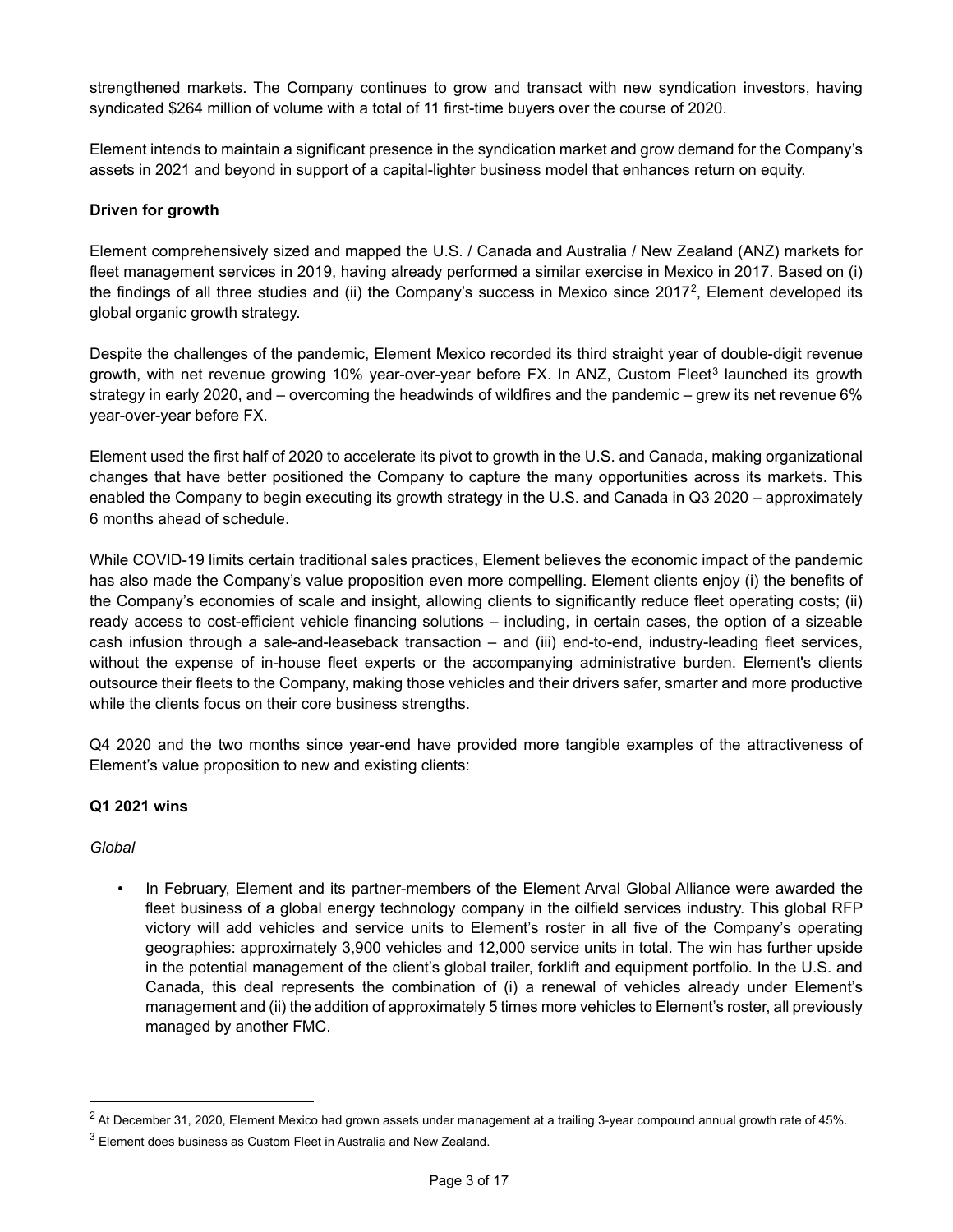strengthened markets. The Company continues to grow and transact with new syndication investors, having syndicated $264 million of volume with a total of 11 first-time buyers over the course of 2020.

Element intends to maintain a significant presence in the syndication market and grow demand for the Company's assets in 2021 and beyond in support of a capital-lighter business model that enhances return on equity.

**Driven for growth**

Element comprehensively sized and mapped the U.S. / Canada and Australia / New Zealand (ANZ) markets for fleet management services in 2019, having already performed a similar exercise in Mexico in 2017. Based on (i) the findings of all three studies and (ii) the Company's success in Mexico since 2017[2], Element developed its global organic growth strategy.

Despite the challenges of the pandemic, Element Mexico recorded its third straight year of double-digit revenue growth, with net revenue growing 10% year-over-year before FX. In ANZ, Custom Fleet[3] launched its growth strategy in early 2020, and – overcoming the headwinds of wildfires and the pandemic – grew its net revenue 6% year-over-year before FX.

Element used the first half of 2020 to accelerate its pivot to growth in the U.S. and Canada, making organizational changes that have better positioned the Company to capture the many opportunities across its markets. This enabled the Company to begin executing its growth strategy in the U.S. and Canada in Q3 2020 – approximately 6 months ahead of schedule.

While COVID-19 limits certain traditional sales practices, Element believes the economic impact of the pandemic has also made the Company's value proposition even more compelling. Element clients enjoy (i) the benefits of the Company's economies of scale and insight, allowing clients to significantly reduce fleet operating costs; (ii) ready access to cost-efficient vehicle financing solutions – including, in certain cases, the option of a sizeable cash infusion through a sale-and-leaseback transaction – and (iii) end-to-end, industry-leading fleet services, without the expense of in-house fleet experts or the accompanying administrative burden. Element's clients outsource their fleets to the Company, making those vehicles and their drivers safer, smarter and more productive while the clients focus on their core business strengths.

Q4 2020 and the two months since year-end have provided more tangible examples of the attractiveness of Element's value proposition to new and existing clients:

**Q1 2021 wins**

*Global*

- In February, Element and its partner-members of the Element Arval Global Alliance were awarded the fleet business of a global energy technology company in the oilfield services industry. This global RFP victory will add vehicles and service units to Element's roster in all five of the Company's operating geographies: approximately 3,900 vehicles and 12,000 service units in total. The win has further upside in the potential management of the client's global trailer, forklift and equipment portfolio. In the U.S. and Canada, this deal represents the combination of (i) a renewal of vehicles already under Element's management and (ii) the addition of approximately 5 times more vehicles to Element's roster, all previously managed by another FMC.

---

[2] At December 31, 2020, Element Mexico had grown assets under management at a trailing 3-year compound annual growth rate of 45%.

[3] Element does business as Custom Fleet in Australia and New Zealand.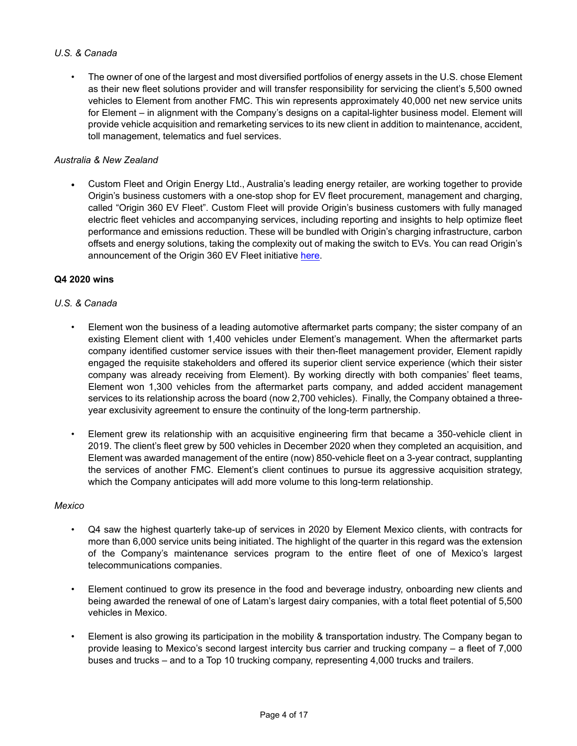*U.S. & Canada*

- The owner of one of the largest and most diversified portfolios of energy assets in the U.S. chose Element as their new fleet solutions provider and will transfer responsibility for servicing the client's 5,500 owned vehicles to Element from another FMC. This win represents approximately 40,000 net new service units for Element – in alignment with the Company's designs on a capital-lighter business model. Element will provide vehicle acquisition and remarketing services to its new client in addition to maintenance, accident, toll management, telematics and fuel services.

*Australia & New Zealand*

- Custom Fleet and Origin Energy Ltd., Australia's leading energy retailer, are working together to provide Origin's business customers with a one-stop shop for EV fleet procurement, management and charging, called "Origin 360 EV Fleet". Custom Fleet will provide Origin's business customers with fully managed electric fleet vehicles and accompanying services, including reporting and insights to help optimize fleet performance and emissions reduction. These will be bundled with Origin's charging infrastructure, carbon offsets and energy solutions, taking the complexity out of making the switch to EVs. You can read Origin's announcement of the Origin 360 EV Fleet initiative here.

**Q4 2020 wins**

*U.S. & Canada*

- Element won the business of a leading automotive aftermarket parts company; the sister company of an existing Element client with 1,400 vehicles under Element's management. When the aftermarket parts company identified customer service issues with their then-fleet management provider, Element rapidly engaged the requisite stakeholders and offered its superior client service experience (which their sister company was already receiving from Element). By working directly with both companies' fleet teams, Element won 1,300 vehicles from the aftermarket parts company, and added accident management services to its relationship across the board (now 2,700 vehicles). Finally, the Company obtained a three-year exclusivity agreement to ensure the continuity of the long-term partnership.

- Element grew its relationship with an acquisitive engineering firm that became a 350-vehicle client in 2019. The client's fleet grew by 500 vehicles in December 2020 when they completed an acquisition, and Element was awarded management of the entire (now) 850-vehicle fleet on a 3-year contract, supplanting the services of another FMC. Element's client continues to pursue its aggressive acquisition strategy, which the Company anticipates will add more volume to this long-term relationship.

*Mexico*

- Q4 saw the highest quarterly take-up of services in 2020 by Element Mexico clients, with contracts for more than 6,000 service units being initiated. The highlight of the quarter in this regard was the extension of the Company's maintenance services program to the entire fleet of one of Mexico's largest telecommunications companies.

- Element continued to grow its presence in the food and beverage industry, onboarding new clients and being awarded the renewal of one of Latam's largest dairy companies, with a total fleet potential of 5,500 vehicles in Mexico.

- Element is also growing its participation in the mobility & transportation industry. The Company began to provide leasing to Mexico's second largest intercity bus carrier and trucking company – a fleet of 7,000 buses and trucks – and to a Top 10 trucking company, representing 4,000 trucks and trailers.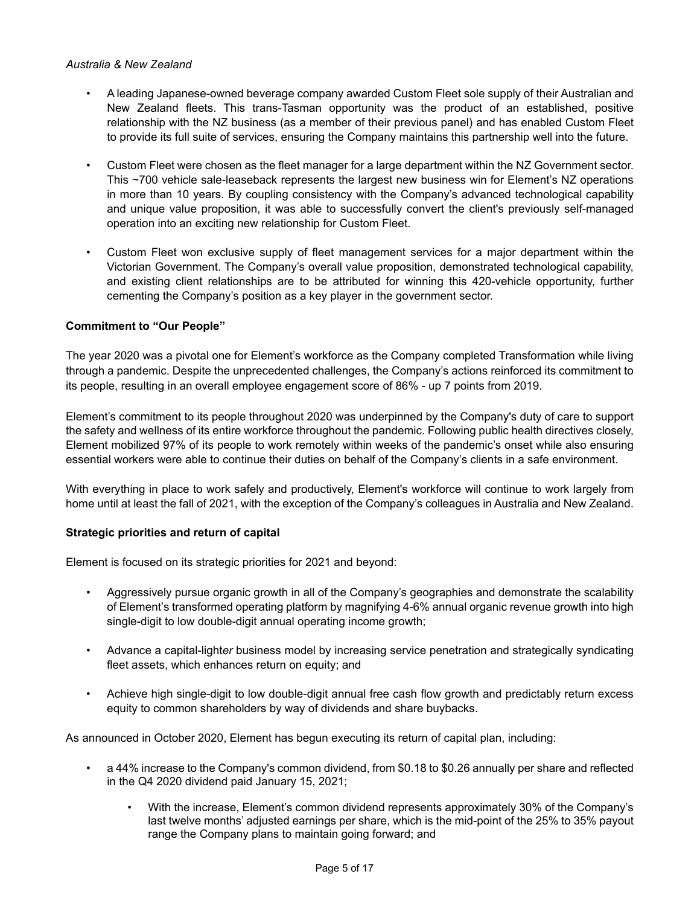*Australia & New Zealand*

- A leading Japanese-owned beverage company awarded Custom Fleet sole supply of their Australian and New Zealand fleets. This trans-Tasman opportunity was the product of an established, positive relationship with the NZ business (as a member of their previous panel) and has enabled Custom Fleet to provide its full suite of services, ensuring the Company maintains this partnership well into the future.

- Custom Fleet were chosen as the fleet manager for a large department within the NZ Government sector. This ~700 vehicle sale-leaseback represents the largest new business win for Element's NZ operations in more than 10 years. By coupling consistency with the Company's advanced technological capability and unique value proposition, it was able to successfully convert the client's previously self-managed operation into an exciting new relationship for Custom Fleet.

- Custom Fleet won exclusive supply of fleet management services for a major department within the Victorian Government. The Company's overall value proposition, demonstrated technological capability, and existing client relationships are to be attributed for winning this 420-vehicle opportunity, further cementing the Company's position as a key player in the government sector.

**Commitment to "Our People"**

The year 2020 was a pivotal one for Element's workforce as the Company completed Transformation while living through a pandemic. Despite the unprecedented challenges, the Company's actions reinforced its commitment to its people, resulting in an overall employee engagement score of 86% - up 7 points from 2019.

Element's commitment to its people throughout 2020 was underpinned by the Company's duty of care to support the safety and wellness of its entire workforce throughout the pandemic. Following public health directives closely, Element mobilized 97% of its people to work remotely within weeks of the pandemic's onset while also ensuring essential workers were able to continue their duties on behalf of the Company's clients in a safe environment.

With everything in place to work safely and productively, Element's workforce will continue to work largely from home until at least the fall of 2021, with the exception of the Company's colleagues in Australia and New Zealand.

**Strategic priorities and return of capital**

Element is focused on its strategic priorities for 2021 and beyond:

- Aggressively pursue organic growth in all of the Company's geographies and demonstrate the scalability of Element's transformed operating platform by magnifying 4-6% annual organic revenue growth into high single-digit to low double-digit annual operating income growth;

- Advance a capital-light*er* business model by increasing service penetration and strategically syndicating fleet assets, which enhances return on equity; and

- Achieve high single-digit to low double-digit annual free cash flow growth and predictably return excess equity to common shareholders by way of dividends and share buybacks.

As announced in October 2020, Element has begun executing its return of capital plan, including:

- a 44% increase to the Company's common dividend, from $0.18 to $0.26 annually per share and reflected in the Q4 2020 dividend paid January 15, 2021;
    - With the increase, Element's common dividend represents approximately 30% of the Company's last twelve months' adjusted earnings per share, which is the mid-point of the 25% to 35% payout range the Company plans to maintain going forward; and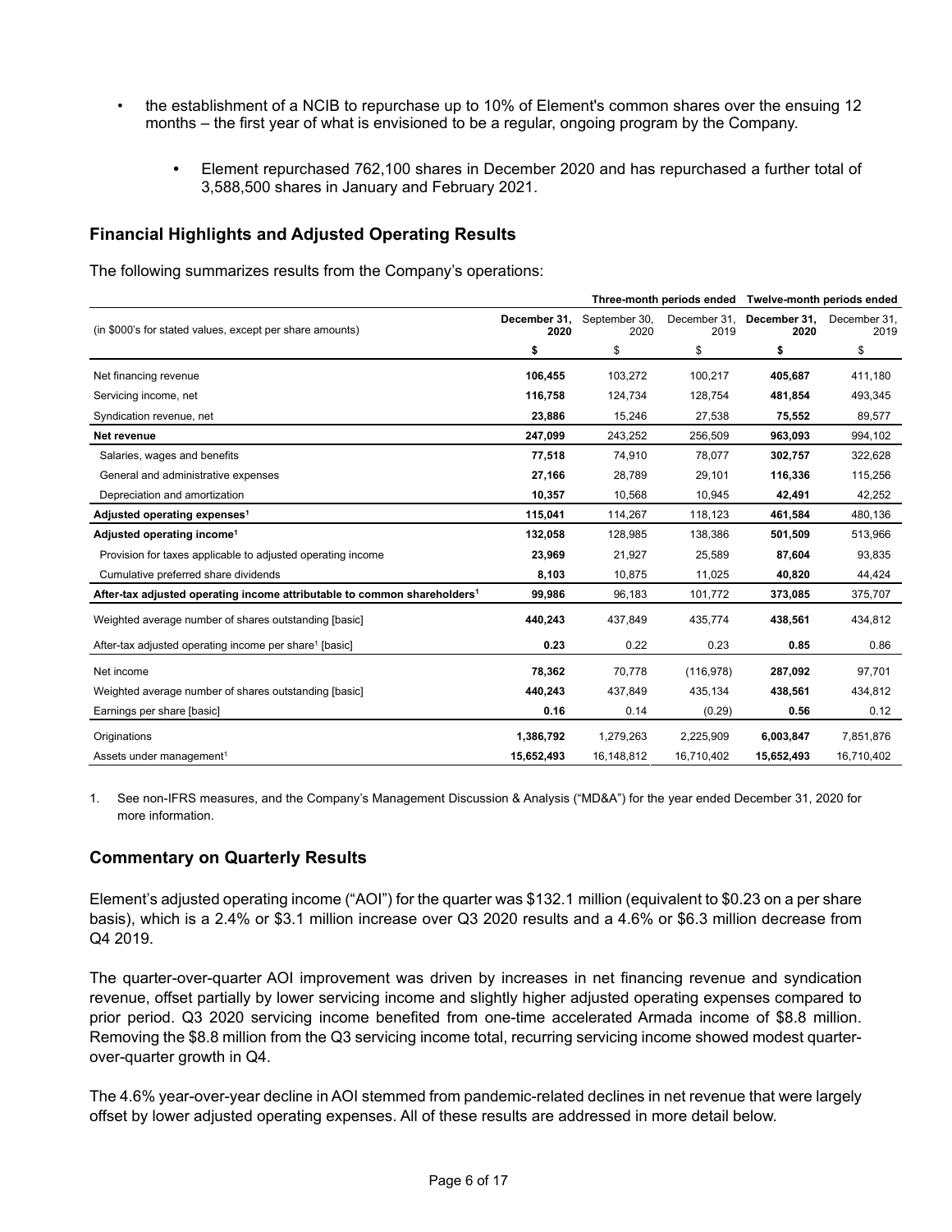- the establishment of a NCIB to repurchase up to 10% of Element's common shares over the ensuing 12 months – the first year of what is envisioned to be a regular, ongoing program by the Company.
    - Element repurchased 762,100 shares in December 2020 and has repurchased a further total of 3,588,500 shares in January and February 2021.

## Financial Highlights and Adjusted Operating Results

The following summarizes results from the Company's operations:

| | Three-month periods ended | | | Twelve-month periods ended | |
|---|---|---|---|---|---|
| (in $000's for stated values, except per share amounts) | **December 31, 2020** | September 30, 2020 | December 31, 2019 | **December 31, 2020** | December 31, 2019 |
| | **$** | $ | $ | **$** | $ |
| Net financing revenue | **106,455** | 103,272 | 100,217 | **405,687** | 411,180 |
| Servicing income, net | **116,758** | 124,734 | 128,754 | **481,854** | 493,345 |
| Syndication revenue, net | **23,886** | 15,246 | 27,538 | **75,552** | 89,577 |
| **Net revenue** | **247,099** | 243,252 | 256,509 | **963,093** | 994,102 |
| Salaries, wages and benefits | **77,518** | 74,910 | 78,077 | **302,757** | 322,628 |
| General and administrative expenses | **27,166** | 28,789 | 29,101 | **116,336** | 115,256 |
| Depreciation and amortization | **10,357** | 10,568 | 10,945 | **42,491** | 42,252 |
| **Adjusted operating expenses[1]** | **115,041** | 114,267 | 118,123 | **461,584** | 480,136 |
| **Adjusted operating income[1]** | **132,058** | 128,985 | 138,386 | **501,509** | 513,966 |
| Provision for taxes applicable to adjusted operating income | **23,969** | 21,927 | 25,589 | **87,604** | 93,835 |
| Cumulative preferred share dividends | **8,103** | 10,875 | 11,025 | **40,820** | 44,424 |
| **After-tax adjusted operating income attributable to common shareholders[1]** | **99,986** | 96,183 | 101,772 | **373,085** | 375,707 |
| Weighted average number of shares outstanding [basic] | **440,243** | 437,849 | 435,774 | **438,561** | 434,812 |
| After-tax adjusted operating income per share[1] [basic] | **0.23** | 0.22 | 0.23 | **0.85** | 0.86 |
| Net income | **78,362** | 70,778 | (116,978) | **287,092** | 97,701 |
| Weighted average number of shares outstanding [basic] | **440,243** | 437,849 | 435,134 | **438,561** | 434,812 |
| Earnings per share [basic] | **0.16** | 0.14 | (0.29) | **0.56** | 0.12 |
| Originations | **1,386,792** | 1,279,263 | 2,225,909 | **6,003,847** | 7,851,876 |
| Assets under management[1] | **15,652,493** | 16,148,812 | 16,710,402 | **15,652,493** | 16,710,402 |

1. See non-IFRS measures, and the Company's Management Discussion & Analysis ("MD&A") for the year ended December 31, 2020 for more information.

## Commentary on Quarterly Results

Element's adjusted operating income ("AOI") for the quarter was $132.1 million (equivalent to $0.23 on a per share basis), which is a 2.4% or $3.1 million increase over Q3 2020 results and a 4.6% or $6.3 million decrease from Q4 2019.

The quarter-over-quarter AOI improvement was driven by increases in net financing revenue and syndication revenue, offset partially by lower servicing income and slightly higher adjusted operating expenses compared to prior period. Q3 2020 servicing income benefited from one-time accelerated Armada income of $8.8 million. Removing the $8.8 million from the Q3 servicing income total, recurring servicing income showed modest quarter-over-quarter growth in Q4.

The 4.6% year-over-year decline in AOI stemmed from pandemic-related declines in net revenue that were largely offset by lower adjusted operating expenses. All of these results are addressed in more detail below.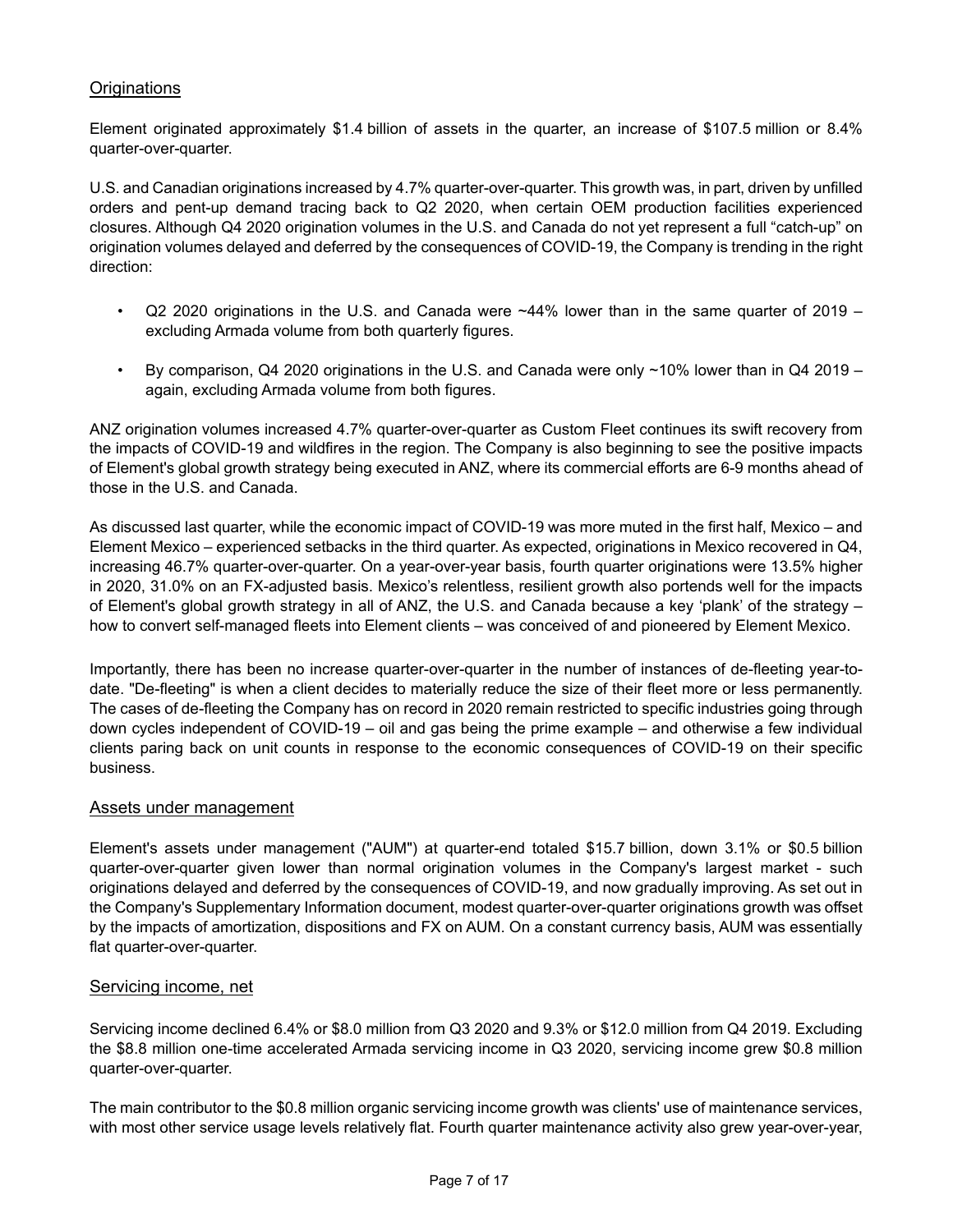## Originations

Element originated approximately $1.4 billion of assets in the quarter, an increase of $107.5 million or 8.4% quarter-over-quarter.

U.S. and Canadian originations increased by 4.7% quarter-over-quarter. This growth was, in part, driven by unfilled orders and pent-up demand tracing back to Q2 2020, when certain OEM production facilities experienced closures. Although Q4 2020 origination volumes in the U.S. and Canada do not yet represent a full "catch-up" on origination volumes delayed and deferred by the consequences of COVID-19, the Company is trending in the right direction:

- Q2 2020 originations in the U.S. and Canada were ~44% lower than in the same quarter of 2019 – excluding Armada volume from both quarterly figures.
- By comparison, Q4 2020 originations in the U.S. and Canada were only ~10% lower than in Q4 2019 – again, excluding Armada volume from both figures.

ANZ origination volumes increased 4.7% quarter-over-quarter as Custom Fleet continues its swift recovery from the impacts of COVID-19 and wildfires in the region. The Company is also beginning to see the positive impacts of Element's global growth strategy being executed in ANZ, where its commercial efforts are 6-9 months ahead of those in the U.S. and Canada.

As discussed last quarter, while the economic impact of COVID-19 was more muted in the first half, Mexico – and Element Mexico – experienced setbacks in the third quarter. As expected, originations in Mexico recovered in Q4, increasing 46.7% quarter-over-quarter. On a year-over-year basis, fourth quarter originations were 13.5% higher in 2020, 31.0% on an FX-adjusted basis. Mexico's relentless, resilient growth also portends well for the impacts of Element's global growth strategy in all of ANZ, the U.S. and Canada because a key 'plank' of the strategy – how to convert self-managed fleets into Element clients – was conceived of and pioneered by Element Mexico.

Importantly, there has been no increase quarter-over-quarter in the number of instances of de-fleeting year-to-date. "De-fleeting" is when a client decides to materially reduce the size of their fleet more or less permanently. The cases of de-fleeting the Company has on record in 2020 remain restricted to specific industries going through down cycles independent of COVID-19 – oil and gas being the prime example – and otherwise a few individual clients paring back on unit counts in response to the economic consequences of COVID-19 on their specific business.

## Assets under management

Element's assets under management ("AUM") at quarter-end totaled $15.7 billion, down 3.1% or $0.5 billion quarter-over-quarter given lower than normal origination volumes in the Company's largest market - such originations delayed and deferred by the consequences of COVID-19, and now gradually improving. As set out in the Company's Supplementary Information document, modest quarter-over-quarter originations growth was offset by the impacts of amortization, dispositions and FX on AUM. On a constant currency basis, AUM was essentially flat quarter-over-quarter.

## Servicing income, net

Servicing income declined 6.4% or $8.0 million from Q3 2020 and 9.3% or $12.0 million from Q4 2019. Excluding the $8.8 million one-time accelerated Armada servicing income in Q3 2020, servicing income grew $0.8 million quarter-over-quarter.

The main contributor to the $0.8 million organic servicing income growth was clients' use of maintenance services, with most other service usage levels relatively flat. Fourth quarter maintenance activity also grew year-over-year,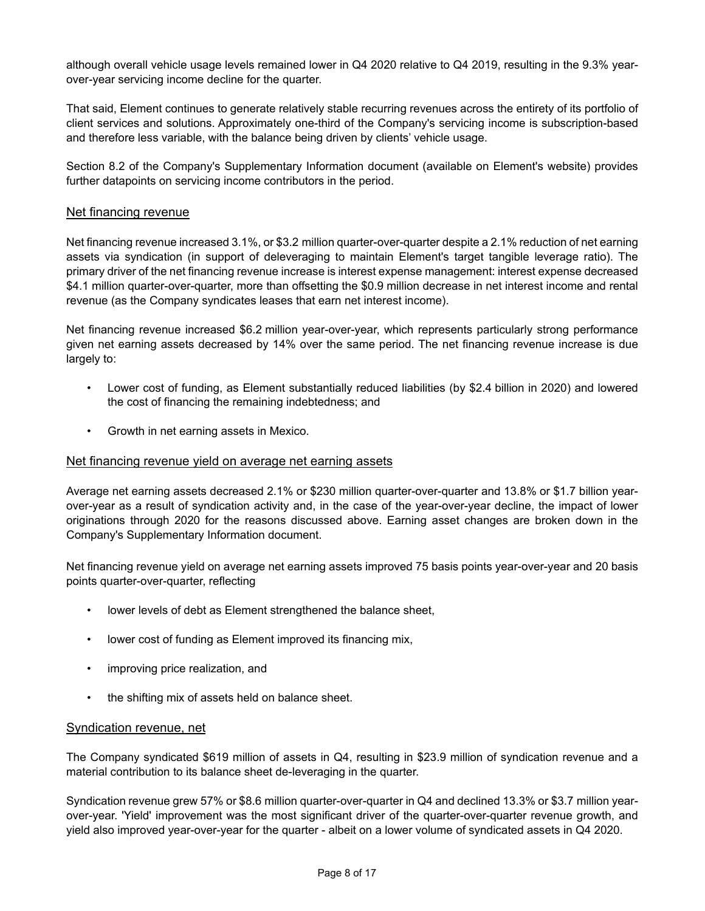although overall vehicle usage levels remained lower in Q4 2020 relative to Q4 2019, resulting in the 9.3% year-over-year servicing income decline for the quarter.

That said, Element continues to generate relatively stable recurring revenues across the entirety of its portfolio of client services and solutions. Approximately one-third of the Company's servicing income is subscription-based and therefore less variable, with the balance being driven by clients' vehicle usage.

Section 8.2 of the Company's Supplementary Information document (available on Element's website) provides further datapoints on servicing income contributors in the period.

## Net financing revenue

Net financing revenue increased 3.1%, or $3.2 million quarter-over-quarter despite a 2.1% reduction of net earning assets via syndication (in support of deleveraging to maintain Element's target tangible leverage ratio). The primary driver of the net financing revenue increase is interest expense management: interest expense decreased $4.1 million quarter-over-quarter, more than offsetting the $0.9 million decrease in net interest income and rental revenue (as the Company syndicates leases that earn net interest income).

Net financing revenue increased $6.2 million year-over-year, which represents particularly strong performance given net earning assets decreased by 14% over the same period. The net financing revenue increase is due largely to:

- Lower cost of funding, as Element substantially reduced liabilities (by $2.4 billion in 2020) and lowered the cost of financing the remaining indebtedness; and
- Growth in net earning assets in Mexico.

## Net financing revenue yield on average net earning assets

Average net earning assets decreased 2.1% or $230 million quarter-over-quarter and 13.8% or $1.7 billion year-over-year as a result of syndication activity and, in the case of the year-over-year decline, the impact of lower originations through 2020 for the reasons discussed above. Earning asset changes are broken down in the Company's Supplementary Information document.

Net financing revenue yield on average net earning assets improved 75 basis points year-over-year and 20 basis points quarter-over-quarter, reflecting

- lower levels of debt as Element strengthened the balance sheet,
- lower cost of funding as Element improved its financing mix,
- improving price realization, and
- the shifting mix of assets held on balance sheet.

## Syndication revenue, net

The Company syndicated $619 million of assets in Q4, resulting in $23.9 million of syndication revenue and a material contribution to its balance sheet de-leveraging in the quarter.

Syndication revenue grew 57% or $8.6 million quarter-over-quarter in Q4 and declined 13.3% or $3.7 million year-over-year. 'Yield' improvement was the most significant driver of the quarter-over-quarter revenue growth, and yield also improved year-over-year for the quarter - albeit on a lower volume of syndicated assets in Q4 2020.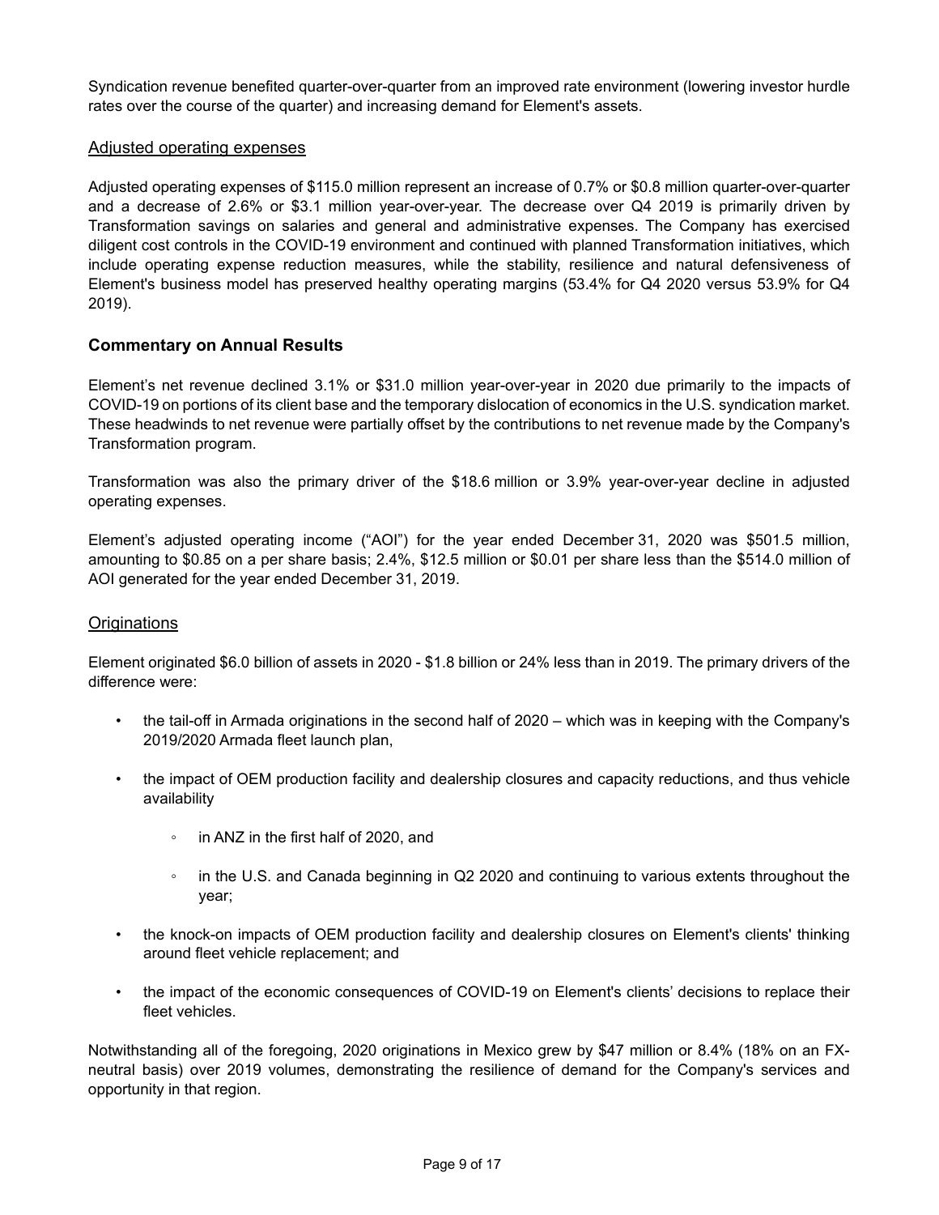Syndication revenue benefited quarter-over-quarter from an improved rate environment (lowering investor hurdle rates over the course of the quarter) and increasing demand for Element's assets.

### Adjusted operating expenses

Adjusted operating expenses of $115.0 million represent an increase of 0.7% or $0.8 million quarter-over-quarter and a decrease of 2.6% or $3.1 million year-over-year. The decrease over Q4 2019 is primarily driven by Transformation savings on salaries and general and administrative expenses. The Company has exercised diligent cost controls in the COVID-19 environment and continued with planned Transformation initiatives, which include operating expense reduction measures, while the stability, resilience and natural defensiveness of Element's business model has preserved healthy operating margins (53.4% for Q4 2020 versus 53.9% for Q4 2019).

## Commentary on Annual Results

Element's net revenue declined 3.1% or $31.0 million year-over-year in 2020 due primarily to the impacts of COVID-19 on portions of its client base and the temporary dislocation of economics in the U.S. syndication market. These headwinds to net revenue were partially offset by the contributions to net revenue made by the Company's Transformation program.

Transformation was also the primary driver of the $18.6 million or 3.9% year-over-year decline in adjusted operating expenses.

Element's adjusted operating income ("AOI") for the year ended December 31, 2020 was $501.5 million, amounting to $0.85 on a per share basis; 2.4%, $12.5 million or $0.01 per share less than the $514.0 million of AOI generated for the year ended December 31, 2019.

### Originations

Element originated $6.0 billion of assets in 2020 - $1.8 billion or 24% less than in 2019. The primary drivers of the difference were:

- the tail-off in Armada originations in the second half of 2020 – which was in keeping with the Company's 2019/2020 Armada fleet launch plan,
- the impact of OEM production facility and dealership closures and capacity reductions, and thus vehicle availability
  - in ANZ in the first half of 2020, and
  - in the U.S. and Canada beginning in Q2 2020 and continuing to various extents throughout the year;
- the knock-on impacts of OEM production facility and dealership closures on Element's clients' thinking around fleet vehicle replacement; and
- the impact of the economic consequences of COVID-19 on Element's clients' decisions to replace their fleet vehicles.

Notwithstanding all of the foregoing, 2020 originations in Mexico grew by $47 million or 8.4% (18% on an FX-neutral basis) over 2019 volumes, demonstrating the resilience of demand for the Company's services and opportunity in that region.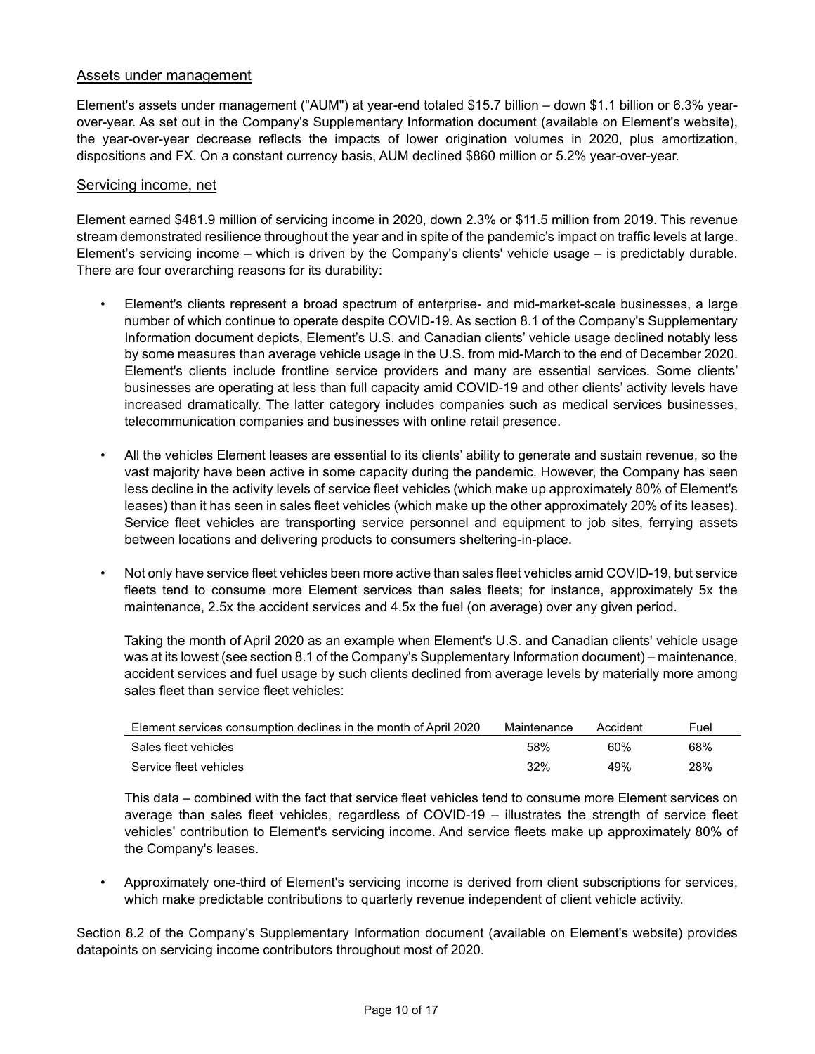## Assets under management

Element's assets under management ("AUM") at year-end totaled $15.7 billion – down $1.1 billion or 6.3% year-over-year. As set out in the Company's Supplementary Information document (available on Element's website), the year-over-year decrease reflects the impacts of lower origination volumes in 2020, plus amortization, dispositions and FX. On a constant currency basis, AUM declined $860 million or 5.2% year-over-year.

## Servicing income, net

Element earned $481.9 million of servicing income in 2020, down 2.3% or $11.5 million from 2019. This revenue stream demonstrated resilience throughout the year and in spite of the pandemic's impact on traffic levels at large. Element's servicing income – which is driven by the Company's clients' vehicle usage – is predictably durable. There are four overarching reasons for its durability:

- Element's clients represent a broad spectrum of enterprise- and mid-market-scale businesses, a large number of which continue to operate despite COVID-19. As section 8.1 of the Company's Supplementary Information document depicts, Element's U.S. and Canadian clients' vehicle usage declined notably less by some measures than average vehicle usage in the U.S. from mid-March to the end of December 2020. Element's clients include frontline service providers and many are essential services. Some clients' businesses are operating at less than full capacity amid COVID-19 and other clients' activity levels have increased dramatically. The latter category includes companies such as medical services businesses, telecommunication companies and businesses with online retail presence.

- All the vehicles Element leases are essential to its clients' ability to generate and sustain revenue, so the vast majority have been active in some capacity during the pandemic. However, the Company has seen less decline in the activity levels of service fleet vehicles (which make up approximately 80% of Element's leases) than it has seen in sales fleet vehicles (which make up the other approximately 20% of its leases). Service fleet vehicles are transporting service personnel and equipment to job sites, ferrying assets between locations and delivering products to consumers sheltering-in-place.

- Not only have service fleet vehicles been more active than sales fleet vehicles amid COVID-19, but service fleets tend to consume more Element services than sales fleets; for instance, approximately 5x the maintenance, 2.5x the accident services and 4.5x the fuel (on average) over any given period.

  Taking the month of April 2020 as an example when Element's U.S. and Canadian clients' vehicle usage was at its lowest (see section 8.1 of the Company's Supplementary Information document) – maintenance, accident services and fuel usage by such clients declined from average levels by materially more among sales fleet than service fleet vehicles:

  | Element services consumption declines in the month of April 2020 | Maintenance | Accident | Fuel |
  |---|---|---|---|
  | Sales fleet vehicles | 58% | 60% | 68% |
  | Service fleet vehicles | 32% | 49% | 28% |

  This data – combined with the fact that service fleet vehicles tend to consume more Element services on average than sales fleet vehicles, regardless of COVID-19 – illustrates the strength of service fleet vehicles' contribution to Element's servicing income. And service fleets make up approximately 80% of the Company's leases.

- Approximately one-third of Element's servicing income is derived from client subscriptions for services, which make predictable contributions to quarterly revenue independent of client vehicle activity.

Section 8.2 of the Company's Supplementary Information document (available on Element's website) provides datapoints on servicing income contributors throughout most of 2020.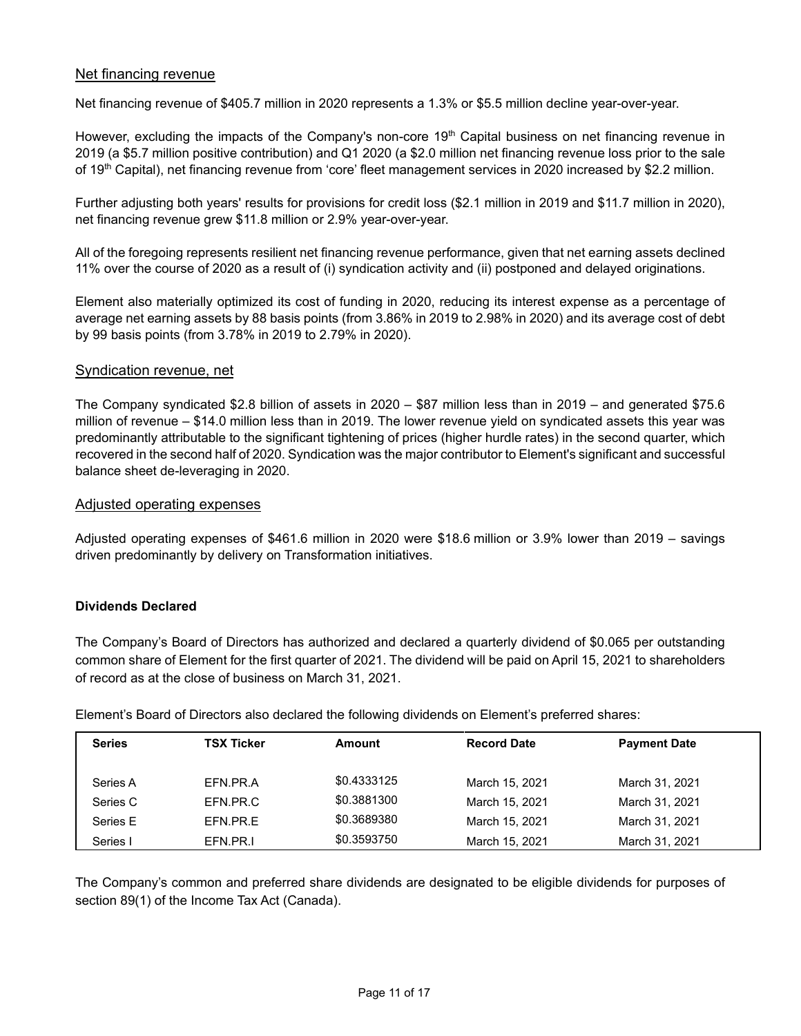## Net financing revenue

Net financing revenue of $405.7 million in 2020 represents a 1.3% or $5.5 million decline year-over-year.

However, excluding the impacts of the Company's non-core 19th Capital business on net financing revenue in 2019 (a $5.7 million positive contribution) and Q1 2020 (a $2.0 million net financing revenue loss prior to the sale of 19th Capital), net financing revenue from 'core' fleet management services in 2020 increased by $2.2 million.

Further adjusting both years' results for provisions for credit loss ($2.1 million in 2019 and $11.7 million in 2020), net financing revenue grew $11.8 million or 2.9% year-over-year.

All of the foregoing represents resilient net financing revenue performance, given that net earning assets declined 11% over the course of 2020 as a result of (i) syndication activity and (ii) postponed and delayed originations.

Element also materially optimized its cost of funding in 2020, reducing its interest expense as a percentage of average net earning assets by 88 basis points (from 3.86% in 2019 to 2.98% in 2020) and its average cost of debt by 99 basis points (from 3.78% in 2019 to 2.79% in 2020).

## Syndication revenue, net

The Company syndicated $2.8 billion of assets in 2020 – $87 million less than in 2019 – and generated $75.6 million of revenue – $14.0 million less than in 2019. The lower revenue yield on syndicated assets this year was predominantly attributable to the significant tightening of prices (higher hurdle rates) in the second quarter, which recovered in the second half of 2020. Syndication was the major contributor to Element's significant and successful balance sheet de-leveraging in 2020.

## Adjusted operating expenses

Adjusted operating expenses of $461.6 million in 2020 were $18.6 million or 3.9% lower than 2019 – savings driven predominantly by delivery on Transformation initiatives.

**Dividends Declared**

The Company's Board of Directors has authorized and declared a quarterly dividend of $0.065 per outstanding common share of Element for the first quarter of 2021. The dividend will be paid on April 15, 2021 to shareholders of record as at the close of business on March 31, 2021.

Element's Board of Directors also declared the following dividends on Element's preferred shares:

| Series | TSX Ticker | Amount | Record Date | Payment Date |
|---|---|---|---|---|
| Series A | EFN.PR.A | $0.4333125 | March 15, 2021 | March 31, 2021 |
| Series C | EFN.PR.C | $0.3881300 | March 15, 2021 | March 31, 2021 |
| Series E | EFN.PR.E | $0.3689380 | March 15, 2021 | March 31, 2021 |
| Series I | EFN.PR.I | $0.3593750 | March 15, 2021 | March 31, 2021 |

The Company's common and preferred share dividends are designated to be eligible dividends for purposes of section 89(1) of the Income Tax Act (Canada).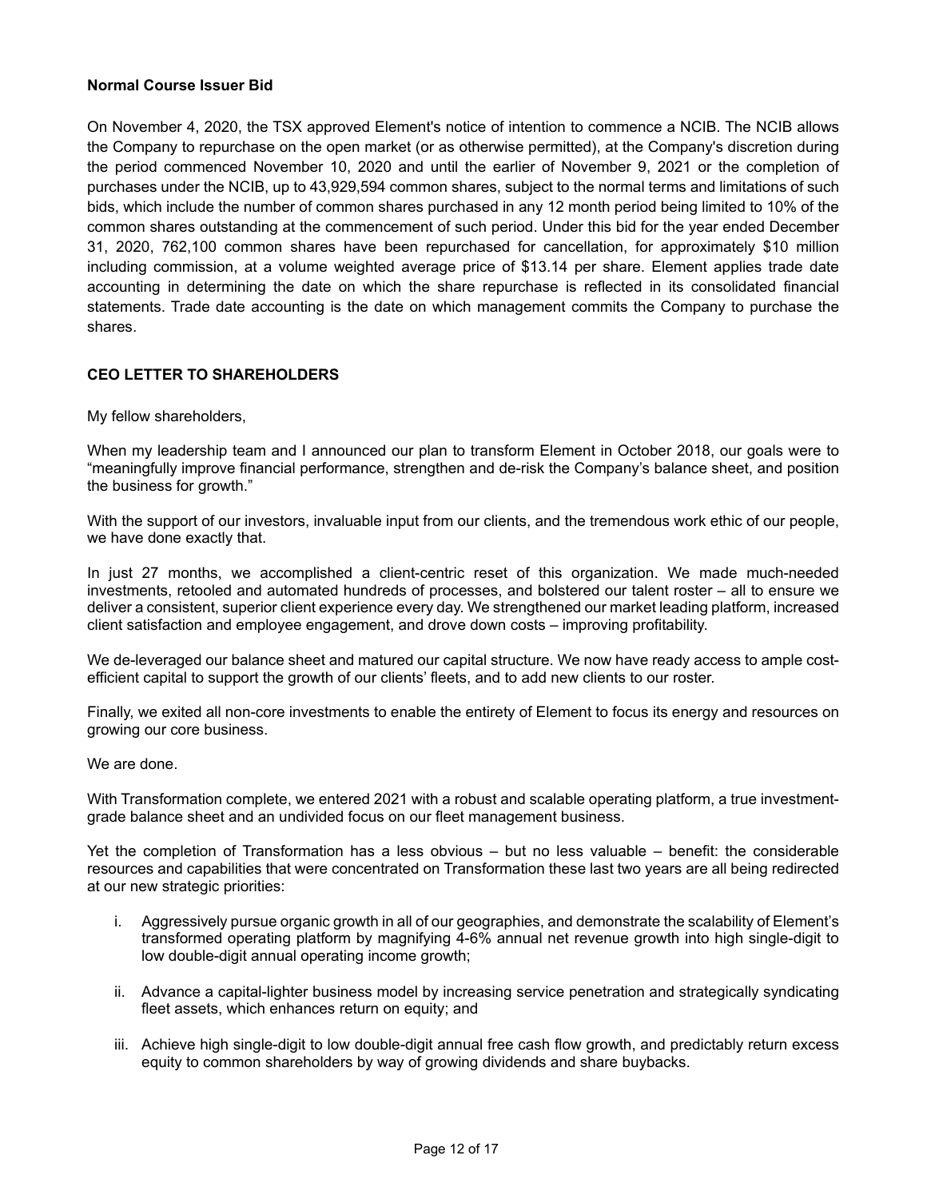**Normal Course Issuer Bid**

On November 4, 2020, the TSX approved Element's notice of intention to commence a NCIB. The NCIB allows the Company to repurchase on the open market (or as otherwise permitted), at the Company's discretion during the period commenced November 10, 2020 and until the earlier of November 9, 2021 or the completion of purchases under the NCIB, up to 43,929,594 common shares, subject to the normal terms and limitations of such bids, which include the number of common shares purchased in any 12 month period being limited to 10% of the common shares outstanding at the commencement of such period. Under this bid for the year ended December 31, 2020, 762,100 common shares have been repurchased for cancellation, for approximately $10 million including commission, at a volume weighted average price of $13.14 per share. Element applies trade date accounting in determining the date on which the share repurchase is reflected in its consolidated financial statements. Trade date accounting is the date on which management commits the Company to purchase the shares.

**CEO LETTER TO SHAREHOLDERS**

My fellow shareholders,

When my leadership team and I announced our plan to transform Element in October 2018, our goals were to "meaningfully improve financial performance, strengthen and de-risk the Company's balance sheet, and position the business for growth."

With the support of our investors, invaluable input from our clients, and the tremendous work ethic of our people, we have done exactly that.

In just 27 months, we accomplished a client-centric reset of this organization. We made much-needed investments, retooled and automated hundreds of processes, and bolstered our talent roster – all to ensure we deliver a consistent, superior client experience every day. We strengthened our market leading platform, increased client satisfaction and employee engagement, and drove down costs – improving profitability.

We de-leveraged our balance sheet and matured our capital structure. We now have ready access to ample cost-efficient capital to support the growth of our clients' fleets, and to add new clients to our roster.

Finally, we exited all non-core investments to enable the entirety of Element to focus its energy and resources on growing our core business.

We are done.

With Transformation complete, we entered 2021 with a robust and scalable operating platform, a true investment-grade balance sheet and an undivided focus on our fleet management business.

Yet the completion of Transformation has a less obvious – but no less valuable – benefit: the considerable resources and capabilities that were concentrated on Transformation these last two years are all being redirected at our new strategic priorities:

i. Aggressively pursue organic growth in all of our geographies, and demonstrate the scalability of Element's transformed operating platform by magnifying 4-6% annual net revenue growth into high single-digit to low double-digit annual operating income growth;

ii. Advance a capital-lighter business model by increasing service penetration and strategically syndicating fleet assets, which enhances return on equity; and

iii. Achieve high single-digit to low double-digit annual free cash flow growth, and predictably return excess equity to common shareholders by way of growing dividends and share buybacks.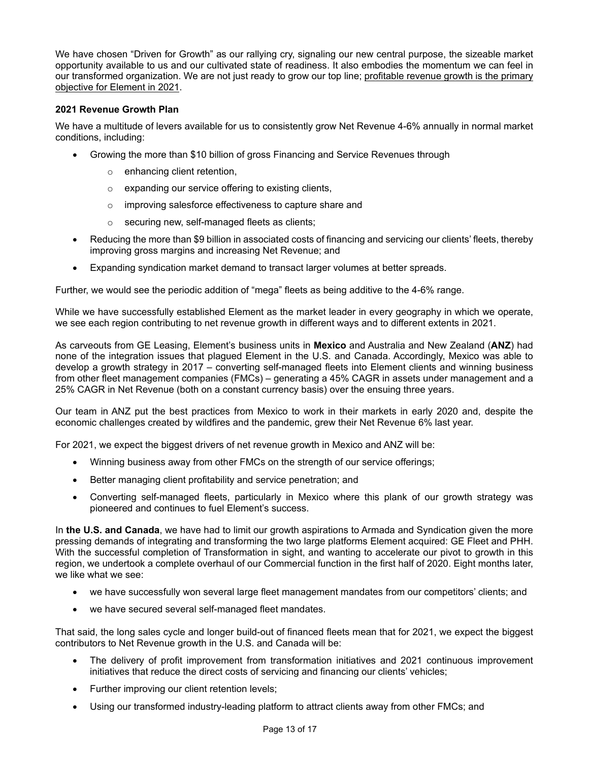We have chosen "Driven for Growth" as our rallying cry, signaling our new central purpose, the sizeable market opportunity available to us and our cultivated state of readiness. It also embodies the momentum we can feel in our transformed organization. We are not just ready to grow our top line; <u>profitable revenue growth is the primary objective for Element in 2021</u>.

**2021 Revenue Growth Plan**

We have a multitude of levers available for us to consistently grow Net Revenue 4-6% annually in normal market conditions, including:

- Growing the more than $10 billion of gross Financing and Service Revenues through
  - enhancing client retention,
  - expanding our service offering to existing clients,
  - improving salesforce effectiveness to capture share and
  - securing new, self-managed fleets as clients;
- Reducing the more than $9 billion in associated costs of financing and servicing our clients' fleets, thereby improving gross margins and increasing Net Revenue; and
- Expanding syndication market demand to transact larger volumes at better spreads.

Further, we would see the periodic addition of "mega" fleets as being additive to the 4-6% range.

While we have successfully established Element as the market leader in every geography in which we operate, we see each region contributing to net revenue growth in different ways and to different extents in 2021.

As carveouts from GE Leasing, Element's business units in **Mexico** and Australia and New Zealand (**ANZ**) had none of the integration issues that plagued Element in the U.S. and Canada. Accordingly, Mexico was able to develop a growth strategy in 2017 – converting self-managed fleets into Element clients and winning business from other fleet management companies (FMCs) – generating a 45% CAGR in assets under management and a 25% CAGR in Net Revenue (both on a constant currency basis) over the ensuing three years.

Our team in ANZ put the best practices from Mexico to work in their markets in early 2020 and, despite the economic challenges created by wildfires and the pandemic, grew their Net Revenue 6% last year.

For 2021, we expect the biggest drivers of net revenue growth in Mexico and ANZ will be:

- Winning business away from other FMCs on the strength of our service offerings;
- Better managing client profitability and service penetration; and
- Converting self-managed fleets, particularly in Mexico where this plank of our growth strategy was pioneered and continues to fuel Element's success.

In **the U.S. and Canada**, we have had to limit our growth aspirations to Armada and Syndication given the more pressing demands of integrating and transforming the two large platforms Element acquired: GE Fleet and PHH. With the successful completion of Transformation in sight, and wanting to accelerate our pivot to growth in this region, we undertook a complete overhaul of our Commercial function in the first half of 2020. Eight months later, we like what we see:

- we have successfully won several large fleet management mandates from our competitors' clients; and
- we have secured several self-managed fleet mandates.

That said, the long sales cycle and longer build-out of financed fleets mean that for 2021, we expect the biggest contributors to Net Revenue growth in the U.S. and Canada will be:

- The delivery of profit improvement from transformation initiatives and 2021 continuous improvement initiatives that reduce the direct costs of servicing and financing our clients' vehicles;
- Further improving our client retention levels;
- Using our transformed industry-leading platform to attract clients away from other FMCs; and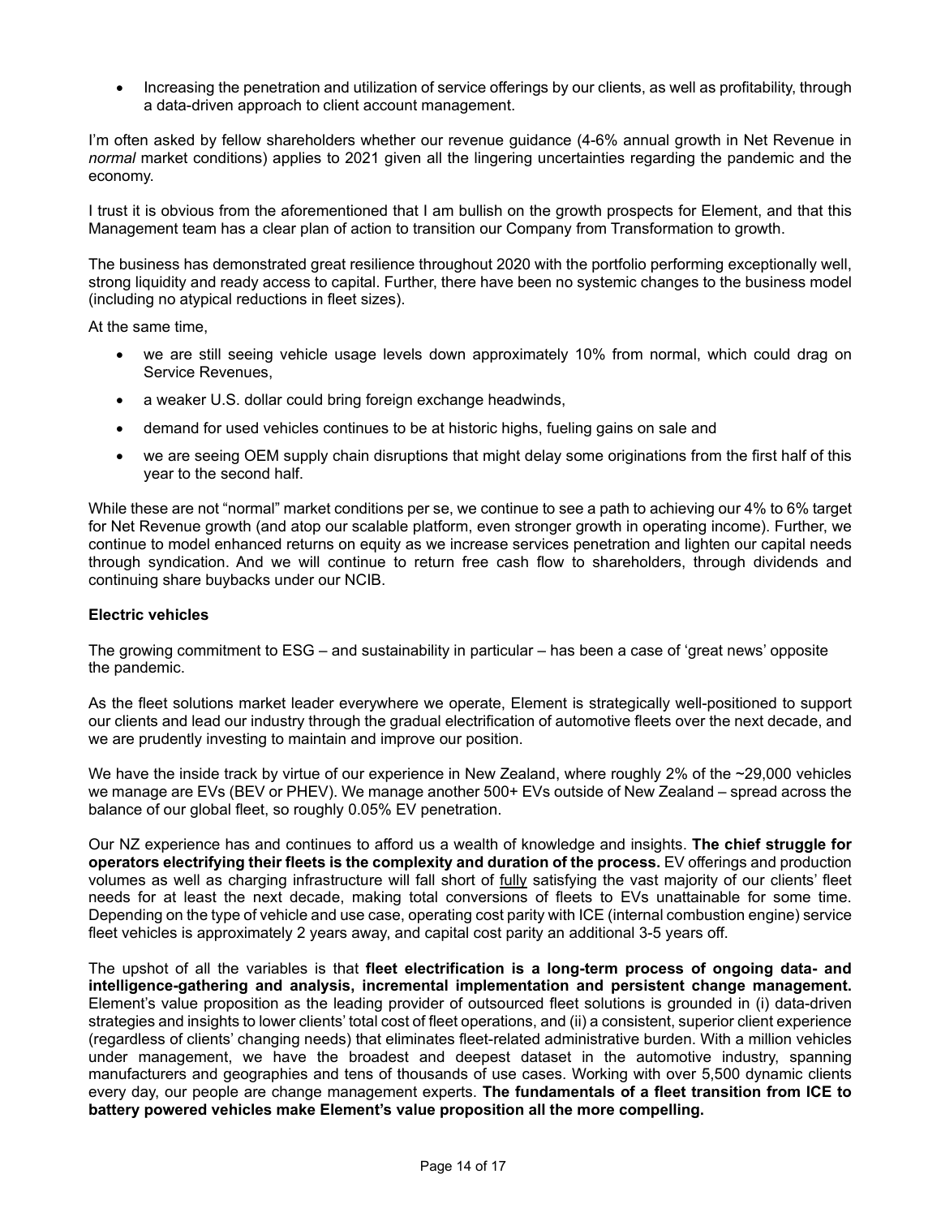- Increasing the penetration and utilization of service offerings by our clients, as well as profitability, through a data-driven approach to client account management.

I'm often asked by fellow shareholders whether our revenue guidance (4-6% annual growth in Net Revenue in *normal* market conditions) applies to 2021 given all the lingering uncertainties regarding the pandemic and the economy.

I trust it is obvious from the aforementioned that I am bullish on the growth prospects for Element, and that this Management team has a clear plan of action to transition our Company from Transformation to growth.

The business has demonstrated great resilience throughout 2020 with the portfolio performing exceptionally well, strong liquidity and ready access to capital. Further, there have been no systemic changes to the business model (including no atypical reductions in fleet sizes).

At the same time,

- we are still seeing vehicle usage levels down approximately 10% from normal, which could drag on Service Revenues,
- a weaker U.S. dollar could bring foreign exchange headwinds,
- demand for used vehicles continues to be at historic highs, fueling gains on sale and
- we are seeing OEM supply chain disruptions that might delay some originations from the first half of this year to the second half.

While these are not "normal" market conditions per se, we continue to see a path to achieving our 4% to 6% target for Net Revenue growth (and atop our scalable platform, even stronger growth in operating income). Further, we continue to model enhanced returns on equity as we increase services penetration and lighten our capital needs through syndication. And we will continue to return free cash flow to shareholders, through dividends and continuing share buybacks under our NCIB.

**Electric vehicles**

The growing commitment to ESG – and sustainability in particular – has been a case of 'great news' opposite the pandemic.

As the fleet solutions market leader everywhere we operate, Element is strategically well-positioned to support our clients and lead our industry through the gradual electrification of automotive fleets over the next decade, and we are prudently investing to maintain and improve our position.

We have the inside track by virtue of our experience in New Zealand, where roughly 2% of the ~29,000 vehicles we manage are EVs (BEV or PHEV). We manage another 500+ EVs outside of New Zealand – spread across the balance of our global fleet, so roughly 0.05% EV penetration.

Our NZ experience has and continues to afford us a wealth of knowledge and insights. **The chief struggle for operators electrifying their fleets is the complexity and duration of the process.** EV offerings and production volumes as well as charging infrastructure will fall short of fully satisfying the vast majority of our clients' fleet needs for at least the next decade, making total conversions of fleets to EVs unattainable for some time. Depending on the type of vehicle and use case, operating cost parity with ICE (internal combustion engine) service fleet vehicles is approximately 2 years away, and capital cost parity an additional 3-5 years off.

The upshot of all the variables is that **fleet electrification is a long-term process of ongoing data- and intelligence-gathering and analysis, incremental implementation and persistent change management.** Element's value proposition as the leading provider of outsourced fleet solutions is grounded in (i) data-driven strategies and insights to lower clients' total cost of fleet operations, and (ii) a consistent, superior client experience (regardless of clients' changing needs) that eliminates fleet-related administrative burden. With a million vehicles under management, we have the broadest and deepest dataset in the automotive industry, spanning manufacturers and geographies and tens of thousands of use cases. Working with over 5,500 dynamic clients every day, our people are change management experts. **The fundamentals of a fleet transition from ICE to battery powered vehicles make Element's value proposition all the more compelling.**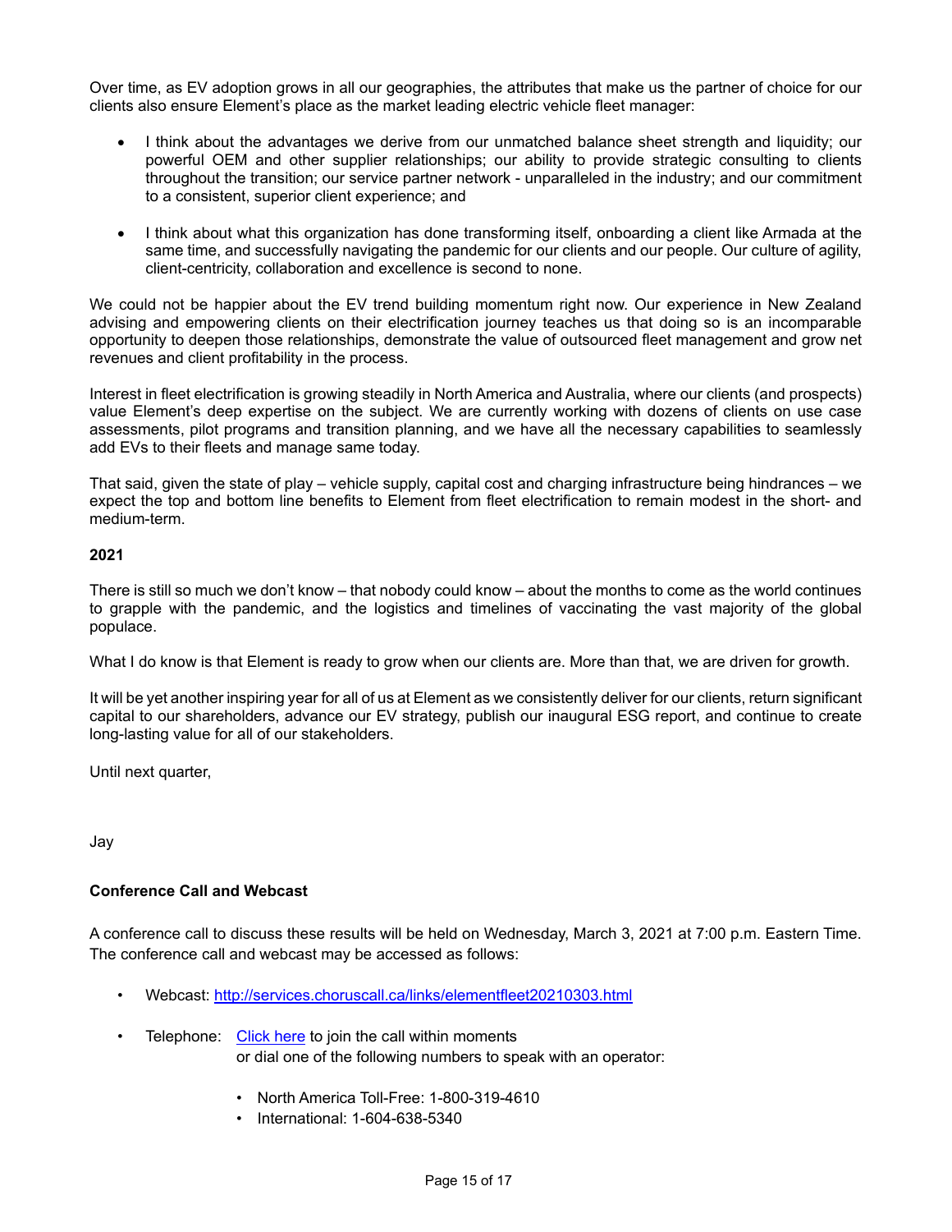Over time, as EV adoption grows in all our geographies, the attributes that make us the partner of choice for our clients also ensure Element's place as the market leading electric vehicle fleet manager:

- I think about the advantages we derive from our unmatched balance sheet strength and liquidity; our powerful OEM and other supplier relationships; our ability to provide strategic consulting to clients throughout the transition; our service partner network - unparalleled in the industry; and our commitment to a consistent, superior client experience; and
- I think about what this organization has done transforming itself, onboarding a client like Armada at the same time, and successfully navigating the pandemic for our clients and our people. Our culture of agility, client-centricity, collaboration and excellence is second to none.

We could not be happier about the EV trend building momentum right now. Our experience in New Zealand advising and empowering clients on their electrification journey teaches us that doing so is an incomparable opportunity to deepen those relationships, demonstrate the value of outsourced fleet management and grow net revenues and client profitability in the process.

Interest in fleet electrification is growing steadily in North America and Australia, where our clients (and prospects) value Element's deep expertise on the subject. We are currently working with dozens of clients on use case assessments, pilot programs and transition planning, and we have all the necessary capabilities to seamlessly add EVs to their fleets and manage same today.

That said, given the state of play – vehicle supply, capital cost and charging infrastructure being hindrances – we expect the top and bottom line benefits to Element from fleet electrification to remain modest in the short- and medium-term.

**2021**

There is still so much we don't know – that nobody could know – about the months to come as the world continues to grapple with the pandemic, and the logistics and timelines of vaccinating the vast majority of the global populace.

What I do know is that Element is ready to grow when our clients are. More than that, we are driven for growth.

It will be yet another inspiring year for all of us at Element as we consistently deliver for our clients, return significant capital to our shareholders, advance our EV strategy, publish our inaugural ESG report, and continue to create long-lasting value for all of our stakeholders.

Until next quarter,

Jay

**Conference Call and Webcast**

A conference call to discuss these results will be held on Wednesday, March 3, 2021 at 7:00 p.m. Eastern Time. The conference call and webcast may be accessed as follows:

- Webcast: http://services.choruscall.ca/links/elementfleet20210303.html
- Telephone: Click here to join the call within moments
  or dial one of the following numbers to speak with an operator:
  - North America Toll-Free: 1-800-319-4610
  - International: 1-604-638-5340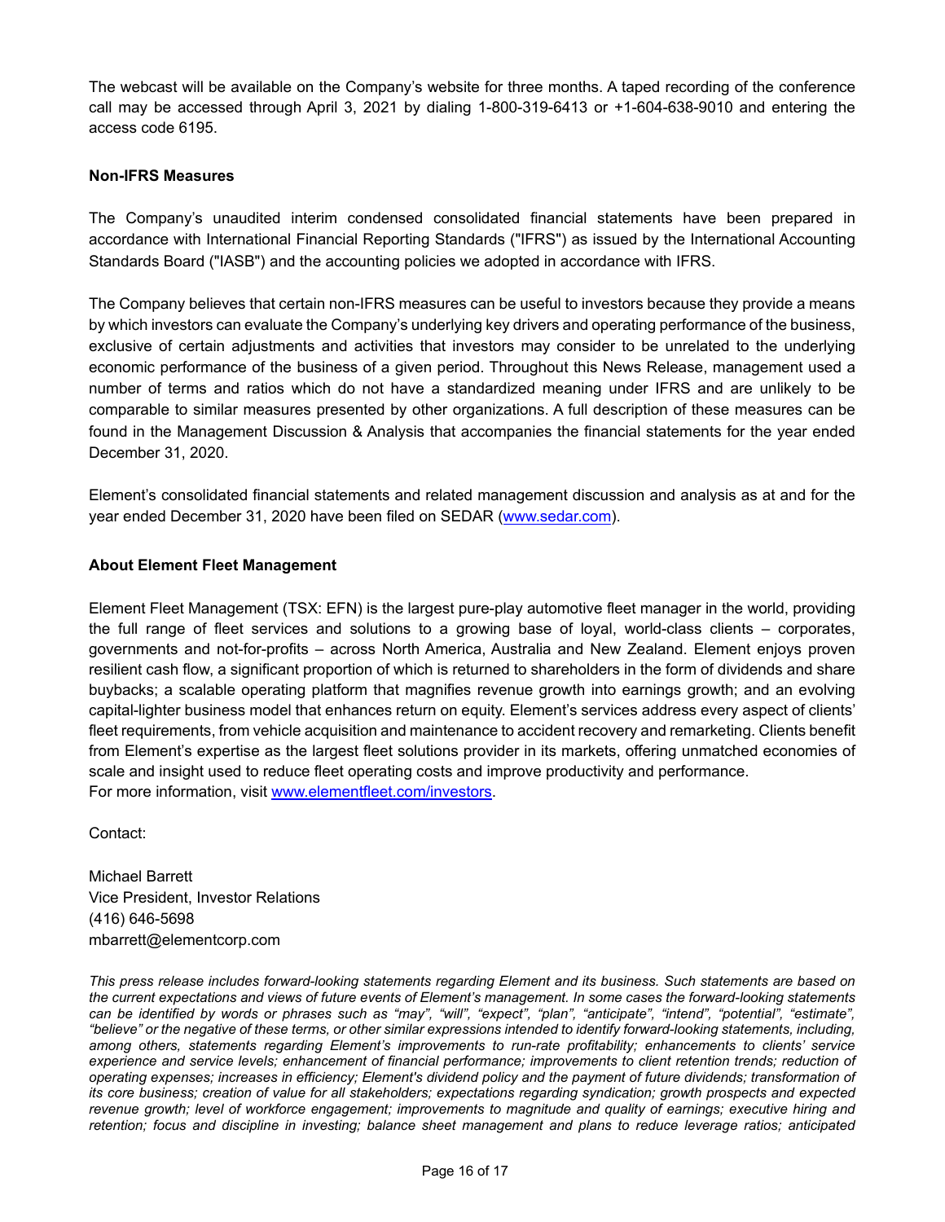The webcast will be available on the Company's website for three months. A taped recording of the conference call may be accessed through April 3, 2021 by dialing 1-800-319-6413 or +1-604-638-9010 and entering the access code 6195.

**Non-IFRS Measures**

The Company's unaudited interim condensed consolidated financial statements have been prepared in accordance with International Financial Reporting Standards ("IFRS") as issued by the International Accounting Standards Board ("IASB") and the accounting policies we adopted in accordance with IFRS.

The Company believes that certain non-IFRS measures can be useful to investors because they provide a means by which investors can evaluate the Company's underlying key drivers and operating performance of the business, exclusive of certain adjustments and activities that investors may consider to be unrelated to the underlying economic performance of the business of a given period. Throughout this News Release, management used a number of terms and ratios which do not have a standardized meaning under IFRS and are unlikely to be comparable to similar measures presented by other organizations. A full description of these measures can be found in the Management Discussion & Analysis that accompanies the financial statements for the year ended December 31, 2020.

Element's consolidated financial statements and related management discussion and analysis as at and for the year ended December 31, 2020 have been filed on SEDAR (www.sedar.com).

**About Element Fleet Management**

Element Fleet Management (TSX: EFN) is the largest pure-play automotive fleet manager in the world, providing the full range of fleet services and solutions to a growing base of loyal, world-class clients – corporates, governments and not-for-profits – across North America, Australia and New Zealand. Element enjoys proven resilient cash flow, a significant proportion of which is returned to shareholders in the form of dividends and share buybacks; a scalable operating platform that magnifies revenue growth into earnings growth; and an evolving capital-lighter business model that enhances return on equity. Element's services address every aspect of clients' fleet requirements, from vehicle acquisition and maintenance to accident recovery and remarketing. Clients benefit from Element's expertise as the largest fleet solutions provider in its markets, offering unmatched economies of scale and insight used to reduce fleet operating costs and improve productivity and performance.
For more information, visit www.elementfleet.com/investors.

Contact:

Michael Barrett
Vice President, Investor Relations
(416) 646-5698
mbarrett@elementcorp.com

*This press release includes forward-looking statements regarding Element and its business. Such statements are based on the current expectations and views of future events of Element's management. In some cases the forward-looking statements can be identified by words or phrases such as "may", "will", "expect", "plan", "anticipate", "intend", "potential", "estimate", "believe" or the negative of these terms, or other similar expressions intended to identify forward-looking statements, including, among others, statements regarding Element's improvements to run-rate profitability; enhancements to clients' service experience and service levels; enhancement of financial performance; improvements to client retention trends; reduction of operating expenses; increases in efficiency; Element's dividend policy and the payment of future dividends; transformation of its core business; creation of value for all stakeholders; expectations regarding syndication; growth prospects and expected revenue growth; level of workforce engagement; improvements to magnitude and quality of earnings; executive hiring and retention; focus and discipline in investing; balance sheet management and plans to reduce leverage ratios; anticipated*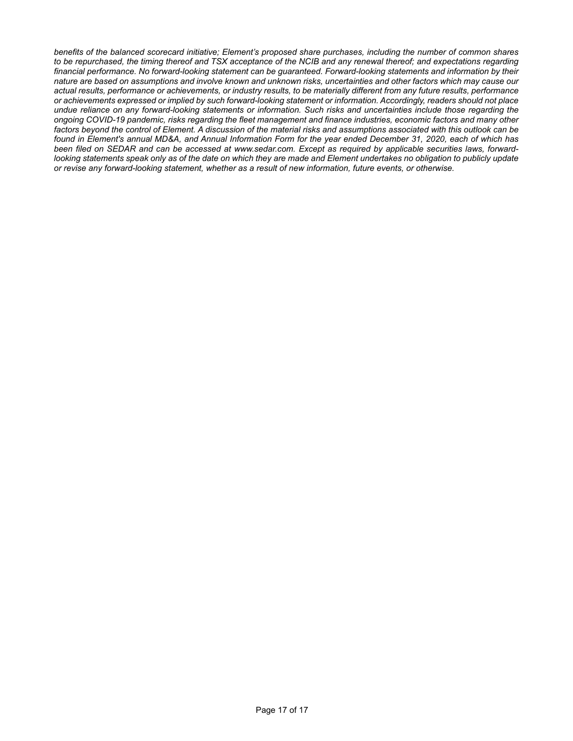*benefits of the balanced scorecard initiative; Element's proposed share purchases, including the number of common shares to be repurchased, the timing thereof and TSX acceptance of the NCIB and any renewal thereof; and expectations regarding financial performance. No forward-looking statement can be guaranteed. Forward-looking statements and information by their nature are based on assumptions and involve known and unknown risks, uncertainties and other factors which may cause our actual results, performance or achievements, or industry results, to be materially different from any future results, performance or achievements expressed or implied by such forward-looking statement or information. Accordingly, readers should not place undue reliance on any forward-looking statements or information. Such risks and uncertainties include those regarding the ongoing COVID-19 pandemic, risks regarding the fleet management and finance industries, economic factors and many other factors beyond the control of Element. A discussion of the material risks and assumptions associated with this outlook can be found in Element's annual MD&A, and Annual Information Form for the year ended December 31, 2020, each of which has been filed on SEDAR and can be accessed at www.sedar.com. Except as required by applicable securities laws, forward-looking statements speak only as of the date on which they are made and Element undertakes no obligation to publicly update or revise any forward-looking statement, whether as a result of new information, future events, or otherwise.*